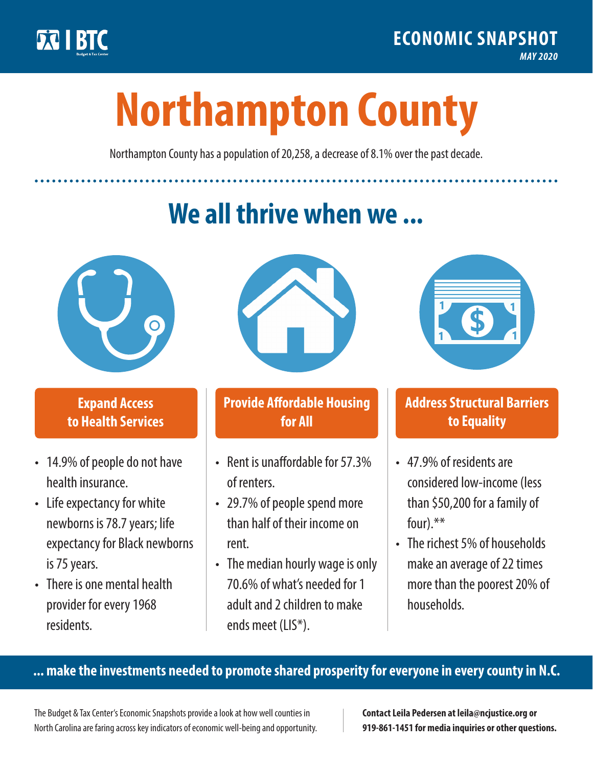BTC

**ECONOMIC SNAPSHOT**

*MAY 2020*

# Northampton County

Northampton County has a population of 20,258, a decrease of 8.1% over the past decade.

## We all thrive when we ...

### Expand Access to Health Services

- 14.9% of people do not have health insurance.
- Life expectancy for white newborns is 78.7 years; life expectancy for Black newborns is 75 years.
- There is one mental health provider for every 1968 residents.

### Provide Affordable Housing for All

- Rent is unaffordable for 57.3% of renters.
- 29.7% of people spend more than half of their income on rent.
- The median hourly wage is only 70.6% of what's needed for 1 adult and 2 children to make ends meet (LIS*).

### Address Structural Barriers to Equality

- 47.9% of residents are considered low-income (less than $50,200 for a family of four).**
- The richest 5% of households make an average of 22 times more than the poorest 20% of households.

**... make the investments needed to promote shared prosperity for everyone in every county in N.C.**

The Budget & Tax Center's Economic Snapshots provide a look at how well counties in North Carolina are faring across key indicators of economic well-being and opportunity.

**Contact Leila Pedersen at leila@ncjustice.org or 919-861-1451 for media inquiries or other questions.**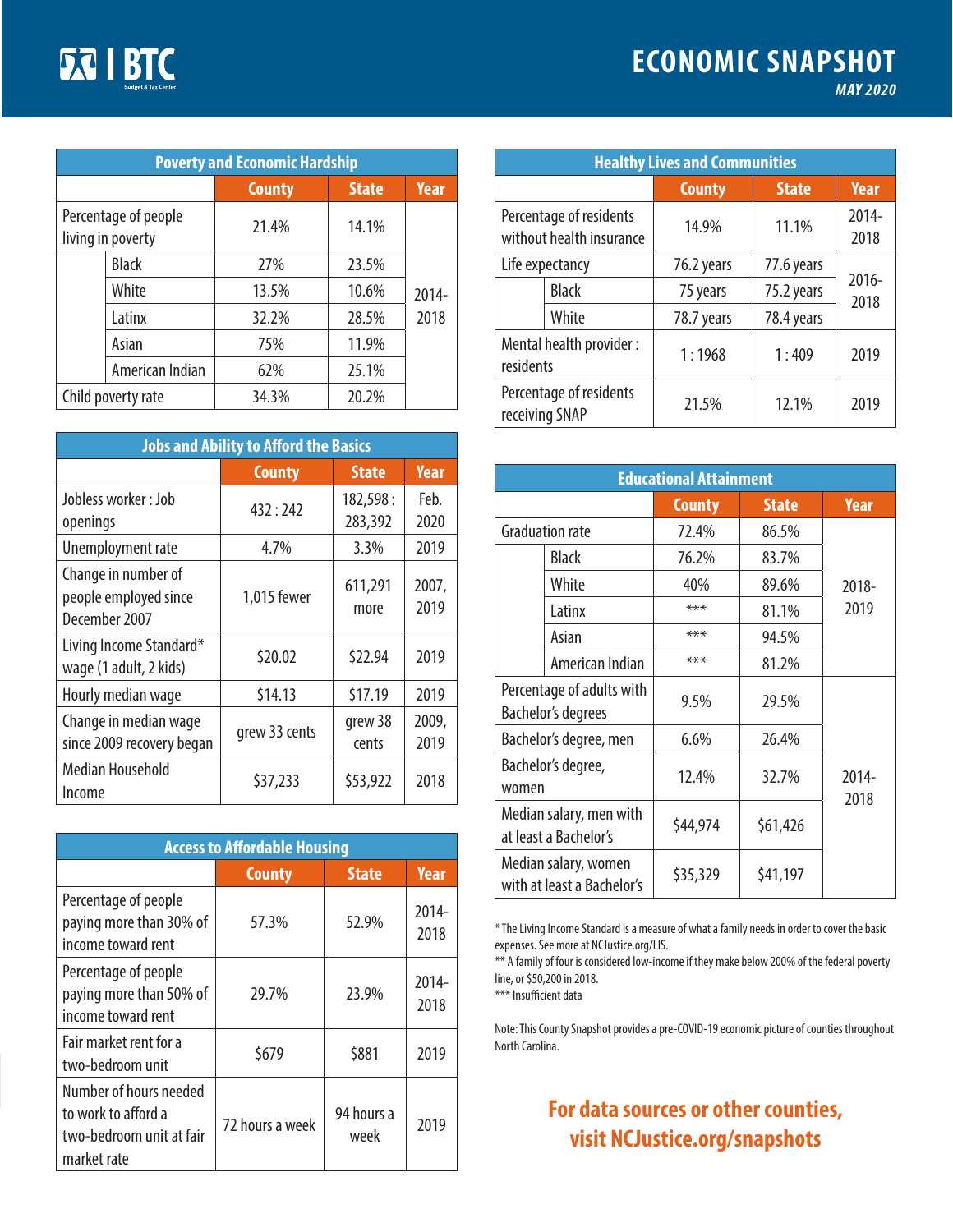BTC Budget & Tax Center

# ECONOMIC SNAPSHOT

*MAY 2020*

## Poverty and Economic Hardship

| | | County | State | Year |
|---|---|---|---|---|
| Percentage of people living in poverty | | 21.4% | 14.1% | 2014-2018 |
| | Black | 27% | 23.5% | |
| | White | 13.5% | 10.6% | |
| | Latinx | 32.2% | 28.5% | |
| | Asian | 75% | 11.9% | |
| | American Indian | 62% | 25.1% | |
| Child poverty rate | | 34.3% | 20.2% | |

## Jobs and Ability to Afford the Basics

| | County | State | Year |
|---|---|---|---|
| Jobless worker : Job openings | 432 : 242 | 182,598 : 283,392 | Feb. 2020 |
| Unemployment rate | 4.7% | 3.3% | 2019 |
| Change in number of people employed since December 2007 | 1,015 fewer | 611,291 more | 2007, 2019 |
| Living Income Standard* wage (1 adult, 2 kids) | $20.02 | $22.94 | 2019 |
| Hourly median wage | $14.13 | $17.19 | 2019 |
| Change in median wage since 2009 recovery began | grew 33 cents | grew 38 cents | 2009, 2019 |
| Median Household Income | $37,233 | $53,922 | 2018 |

## Access to Affordable Housing

| | County | State | Year |
|---|---|---|---|
| Percentage of people paying more than 30% of income toward rent | 57.3% | 52.9% | 2014-2018 |
| Percentage of people paying more than 50% of income toward rent | 29.7% | 23.9% | 2014-2018 |
| Fair market rent for a two-bedroom unit | $679 | $881 | 2019 |
| Number of hours needed to work to afford a two-bedroom unit at fair market rate | 72 hours a week | 94 hours a week | 2019 |

## Healthy Lives and Communities

| | | County | State | Year |
|---|---|---|---|---|
| Percentage of residents without health insurance | | 14.9% | 11.1% | 2014-2018 |
| Life expectancy | | 76.2 years | 77.6 years | 2016-2018 |
| | Black | 75 years | 75.2 years | |
| | White | 78.7 years | 78.4 years | |
| Mental health provider : residents | | 1 : 1968 | 1 : 409 | 2019 |
| Percentage of residents receiving SNAP | | 21.5% | 12.1% | 2019 |

## Educational Attainment

| | | County | State | Year |
|---|---|---|---|---|
| Graduation rate | | 72.4% | 86.5% | 2018-2019 |
| | Black | 76.2% | 83.7% | |
| | White | 40% | 89.6% | |
| | Latinx | *** | 81.1% | |
| | Asian | *** | 94.5% | |
| | American Indian | *** | 81.2% | |
| Percentage of adults with Bachelor's degrees | | 9.5% | 29.5% | 2014-2018 |
| Bachelor's degree, men | | 6.6% | 26.4% | |
| Bachelor's degree, women | | 12.4% | 32.7% | |
| Median salary, men with at least a Bachelor's | | $44,974 | $61,426 | |
| Median salary, women with at least a Bachelor's | | $35,329 | $41,197 | |

* The Living Income Standard is a measure of what a family needs in order to cover the basic expenses. See more at NCJustice.org/LIS.
** A family of four is considered low-income if they make below 200% of the federal poverty line, or $50,200 in 2018.
*** Insufficient data

Note: This County Snapshot provides a pre-COVID-19 economic picture of counties throughout North Carolina.

**For data sources or other counties, visit NCJustice.org/snapshots**